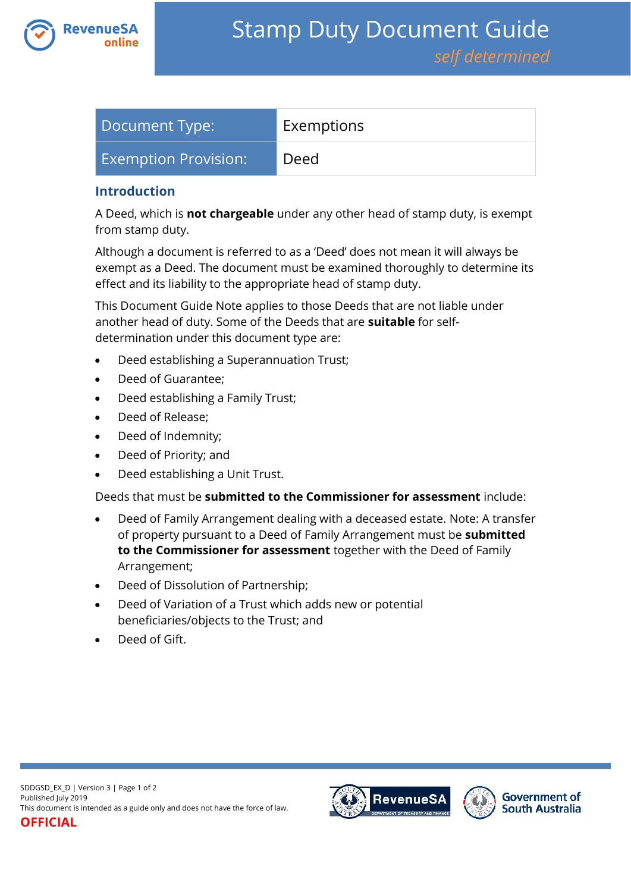# Stamp Duty Document Guide

*self determined*

| Document Type: | Exemptions |
|---|---|
| Exemption Provision: | Deed |

## Introduction

A Deed, which is **not chargeable** under any other head of stamp duty, is exempt from stamp duty.

Although a document is referred to as a 'Deed' does not mean it will always be exempt as a Deed. The document must be examined thoroughly to determine its effect and its liability to the appropriate head of stamp duty.

This Document Guide Note applies to those Deeds that are not liable under another head of duty. Some of the Deeds that are **suitable** for self-determination under this document type are:

- Deed establishing a Superannuation Trust;
- Deed of Guarantee;
- Deed establishing a Family Trust;
- Deed of Release;
- Deed of Indemnity;
- Deed of Priority; and
- Deed establishing a Unit Trust.

Deeds that must be **submitted to the Commissioner for assessment** include:

- Deed of Family Arrangement dealing with a deceased estate. Note: A transfer of property pursuant to a Deed of Family Arrangement must be **submitted to the Commissioner for assessment** together with the Deed of Family Arrangement;
- Deed of Dissolution of Partnership;
- Deed of Variation of a Trust which adds new or potential beneficiaries/objects to the Trust; and
- Deed of Gift.

SDDGSD_EX_D | Version 3
Published July 2019
This document is intended as a guide only and does not have the force of law.
**OFFICIAL**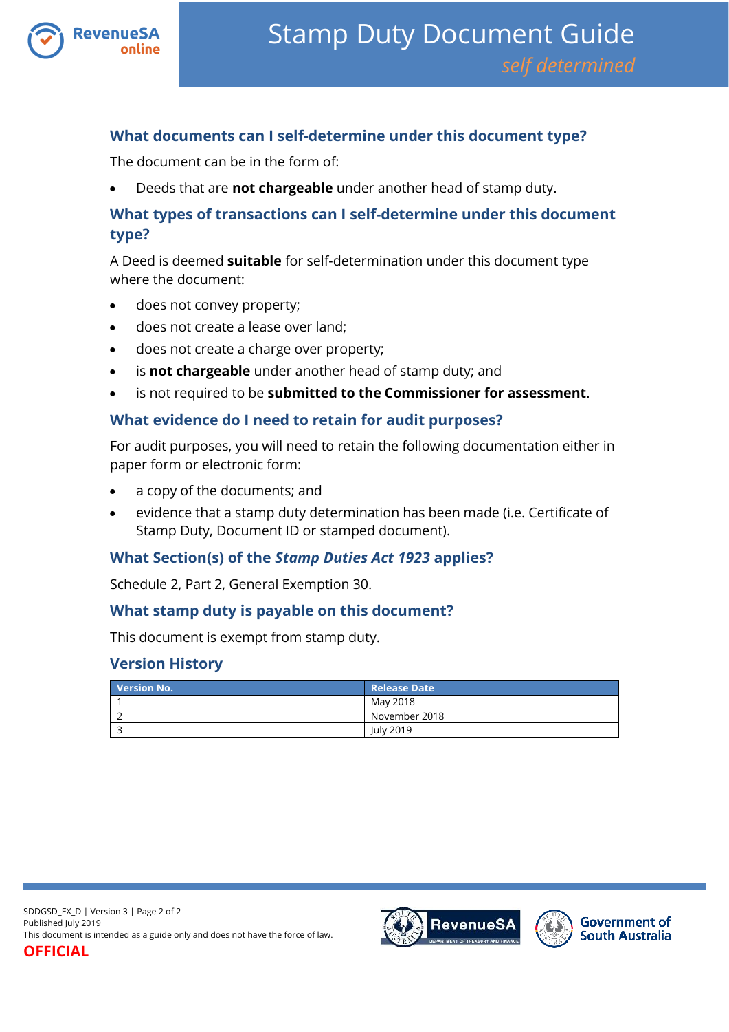## What documents can I self-determine under this document type?

The document can be in the form of:

- Deeds that are **not chargeable** under another head of stamp duty.

## What types of transactions can I self-determine under this document type?

A Deed is deemed **suitable** for self-determination under this document type where the document:

- does not convey property;
- does not create a lease over land;
- does not create a charge over property;
- is **not chargeable** under another head of stamp duty; and
- is not required to be **submitted to the Commissioner for assessment**.

## What evidence do I need to retain for audit purposes?

For audit purposes, you will need to retain the following documentation either in paper form or electronic form:

- a copy of the documents; and
- evidence that a stamp duty determination has been made (i.e. Certificate of Stamp Duty, Document ID or stamped document).

## What Section(s) of the *Stamp Duties Act 1923* applies?

Schedule 2, Part 2, General Exemption 30.

## What stamp duty is payable on this document?

This document is exempt from stamp duty.

## Version History

| Version No. | Release Date |
|---|---|
| 1 | May 2018 |
| 2 | November 2018 |
| 3 | July 2019 |

SDDGSD_EX_D | Version 3
Published July 2019
This document is intended as a guide only and does not have the force of law.
**OFFICIAL**